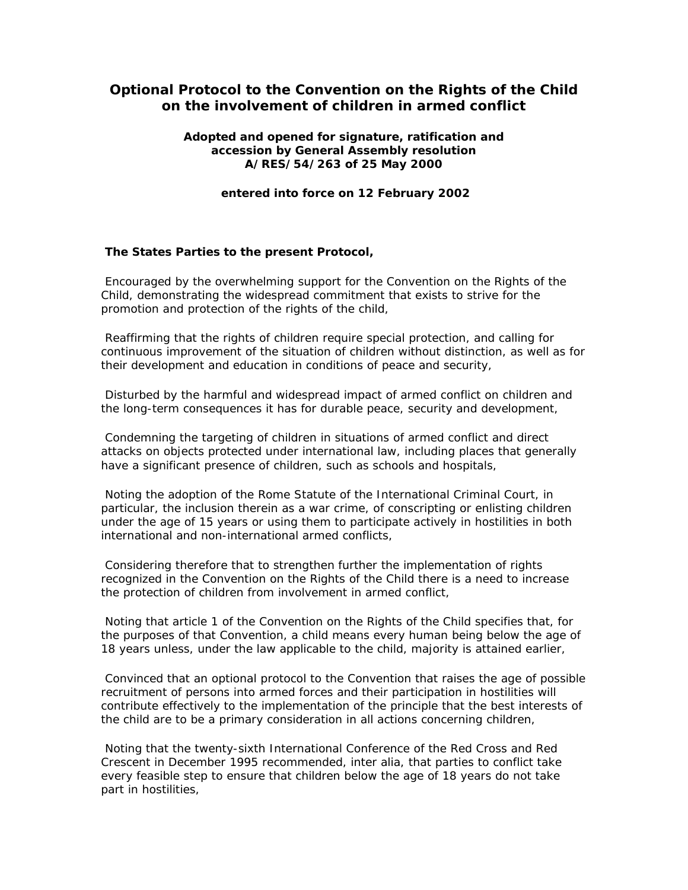# Optional Protocol to the Convention on the Rights of the Child on the involvement of children in armed conflict

**Adopted and opened for signature, ratification and accession by General Assembly resolution A/RES/54/263 of 25 May 2000**

**entered into force on 12 February 2002**

**The States Parties to the present Protocol,**

Encouraged by the overwhelming support for the Convention on the Rights of the Child, demonstrating the widespread commitment that exists to strive for the promotion and protection of the rights of the child,

Reaffirming that the rights of children require special protection, and calling for continuous improvement of the situation of children without distinction, as well as for their development and education in conditions of peace and security,

Disturbed by the harmful and widespread impact of armed conflict on children and the long-term consequences it has for durable peace, security and development,

Condemning the targeting of children in situations of armed conflict and direct attacks on objects protected under international law, including places that generally have a significant presence of children, such as schools and hospitals,

Noting the adoption of the Rome Statute of the International Criminal Court, in particular, the inclusion therein as a war crime, of conscripting or enlisting children under the age of 15 years or using them to participate actively in hostilities in both international and non-international armed conflicts,

Considering therefore that to strengthen further the implementation of rights recognized in the Convention on the Rights of the Child there is a need to increase the protection of children from involvement in armed conflict,

Noting that article 1 of the Convention on the Rights of the Child specifies that, for the purposes of that Convention, a child means every human being below the age of 18 years unless, under the law applicable to the child, majority is attained earlier,

Convinced that an optional protocol to the Convention that raises the age of possible recruitment of persons into armed forces and their participation in hostilities will contribute effectively to the implementation of the principle that the best interests of the child are to be a primary consideration in all actions concerning children,

Noting that the twenty-sixth International Conference of the Red Cross and Red Crescent in December 1995 recommended, inter alia, that parties to conflict take every feasible step to ensure that children below the age of 18 years do not take part in hostilities,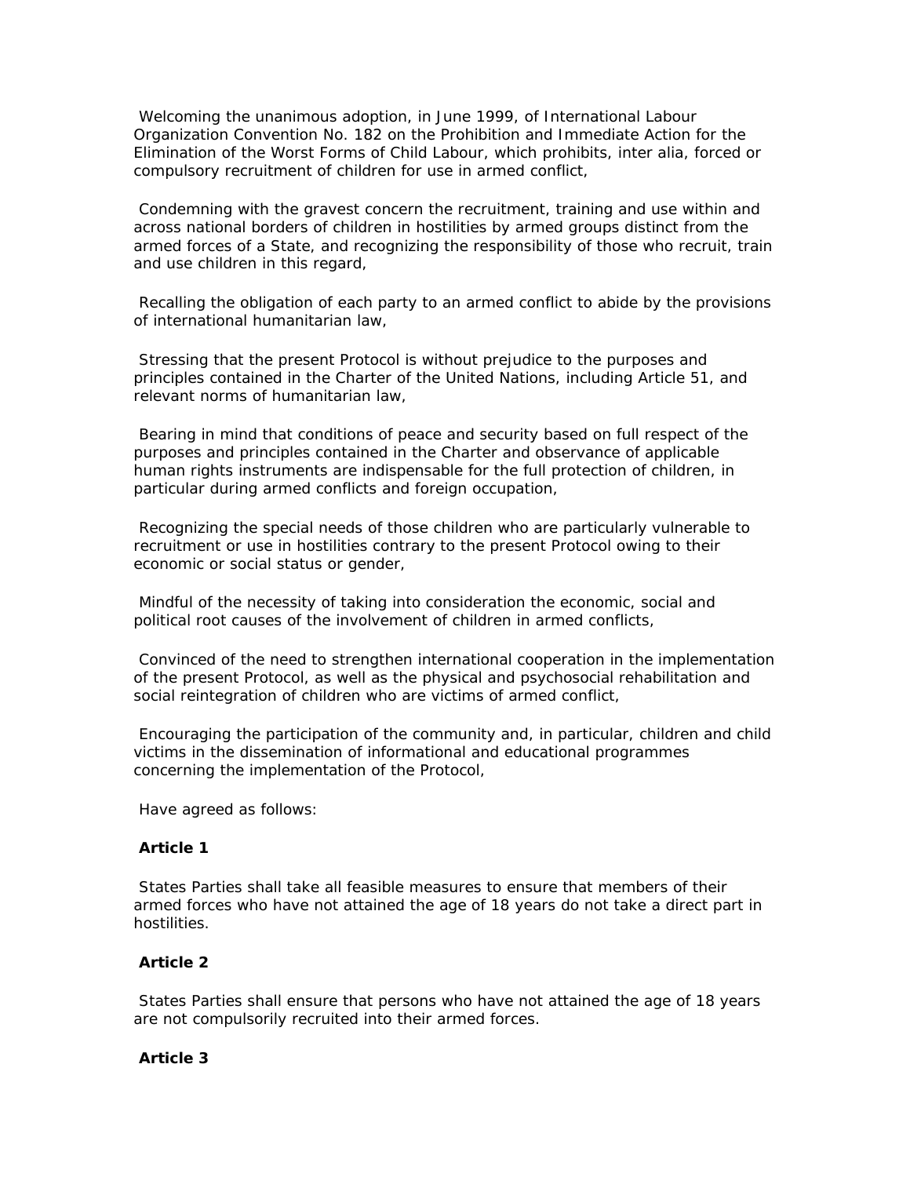Welcoming the unanimous adoption, in June 1999, of International Labour Organization Convention No. 182 on the Prohibition and Immediate Action for the Elimination of the Worst Forms of Child Labour, which prohibits, inter alia, forced or compulsory recruitment of children for use in armed conflict,

Condemning with the gravest concern the recruitment, training and use within and across national borders of children in hostilities by armed groups distinct from the armed forces of a State, and recognizing the responsibility of those who recruit, train and use children in this regard,

Recalling the obligation of each party to an armed conflict to abide by the provisions of international humanitarian law,

Stressing that the present Protocol is without prejudice to the purposes and principles contained in the Charter of the United Nations, including Article 51, and relevant norms of humanitarian law,

Bearing in mind that conditions of peace and security based on full respect of the purposes and principles contained in the Charter and observance of applicable human rights instruments are indispensable for the full protection of children, in particular during armed conflicts and foreign occupation,

Recognizing the special needs of those children who are particularly vulnerable to recruitment or use in hostilities contrary to the present Protocol owing to their economic or social status or gender,

Mindful of the necessity of taking into consideration the economic, social and political root causes of the involvement of children in armed conflicts,

Convinced of the need to strengthen international cooperation in the implementation of the present Protocol, as well as the physical and psychosocial rehabilitation and social reintegration of children who are victims of armed conflict,

Encouraging the participation of the community and, in particular, children and child victims in the dissemination of informational and educational programmes concerning the implementation of the Protocol,

Have agreed as follows:

**Article 1**

States Parties shall take all feasible measures to ensure that members of their armed forces who have not attained the age of 18 years do not take a direct part in hostilities.

**Article 2**

States Parties shall ensure that persons who have not attained the age of 18 years are not compulsorily recruited into their armed forces.

**Article 3**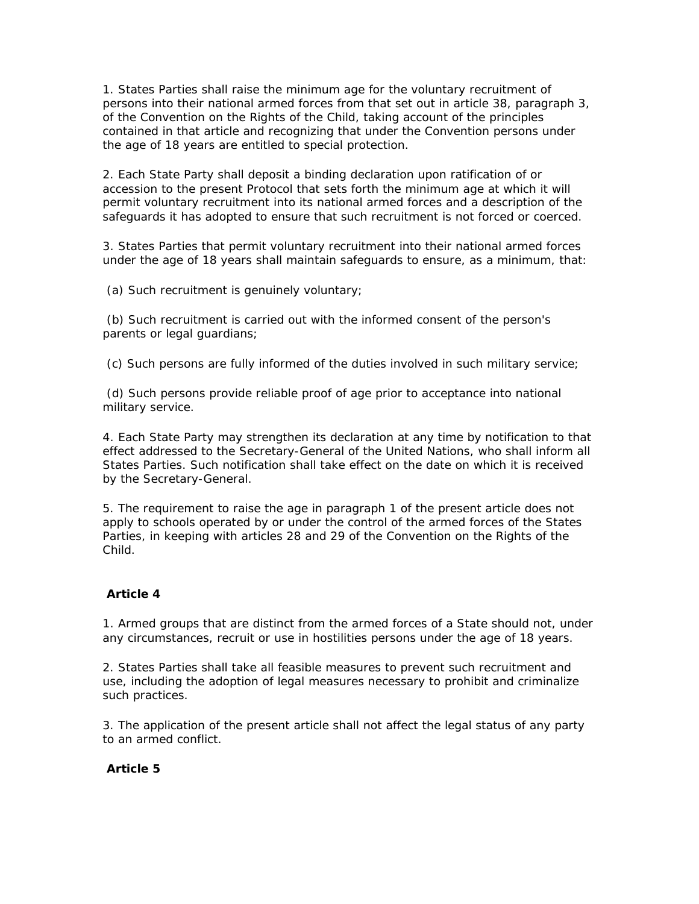1. States Parties shall raise the minimum age for the voluntary recruitment of persons into their national armed forces from that set out in article 38, paragraph 3, of the Convention on the Rights of the Child, taking account of the principles contained in that article and recognizing that under the Convention persons under the age of 18 years are entitled to special protection.

2. Each State Party shall deposit a binding declaration upon ratification of or accession to the present Protocol that sets forth the minimum age at which it will permit voluntary recruitment into its national armed forces and a description of the safeguards it has adopted to ensure that such recruitment is not forced or coerced.

3. States Parties that permit voluntary recruitment into their national armed forces under the age of 18 years shall maintain safeguards to ensure, as a minimum, that:

(a) Such recruitment is genuinely voluntary;

(b) Such recruitment is carried out with the informed consent of the person's parents or legal guardians;

(c) Such persons are fully informed of the duties involved in such military service;

(d) Such persons provide reliable proof of age prior to acceptance into national military service.

4. Each State Party may strengthen its declaration at any time by notification to that effect addressed to the Secretary-General of the United Nations, who shall inform all States Parties. Such notification shall take effect on the date on which it is received by the Secretary-General.

5. The requirement to raise the age in paragraph 1 of the present article does not apply to schools operated by or under the control of the armed forces of the States Parties, in keeping with articles 28 and 29 of the Convention on the Rights of the Child.

**Article 4**

1. Armed groups that are distinct from the armed forces of a State should not, under any circumstances, recruit or use in hostilities persons under the age of 18 years.

2. States Parties shall take all feasible measures to prevent such recruitment and use, including the adoption of legal measures necessary to prohibit and criminalize such practices.

3. The application of the present article shall not affect the legal status of any party to an armed conflict.

**Article 5**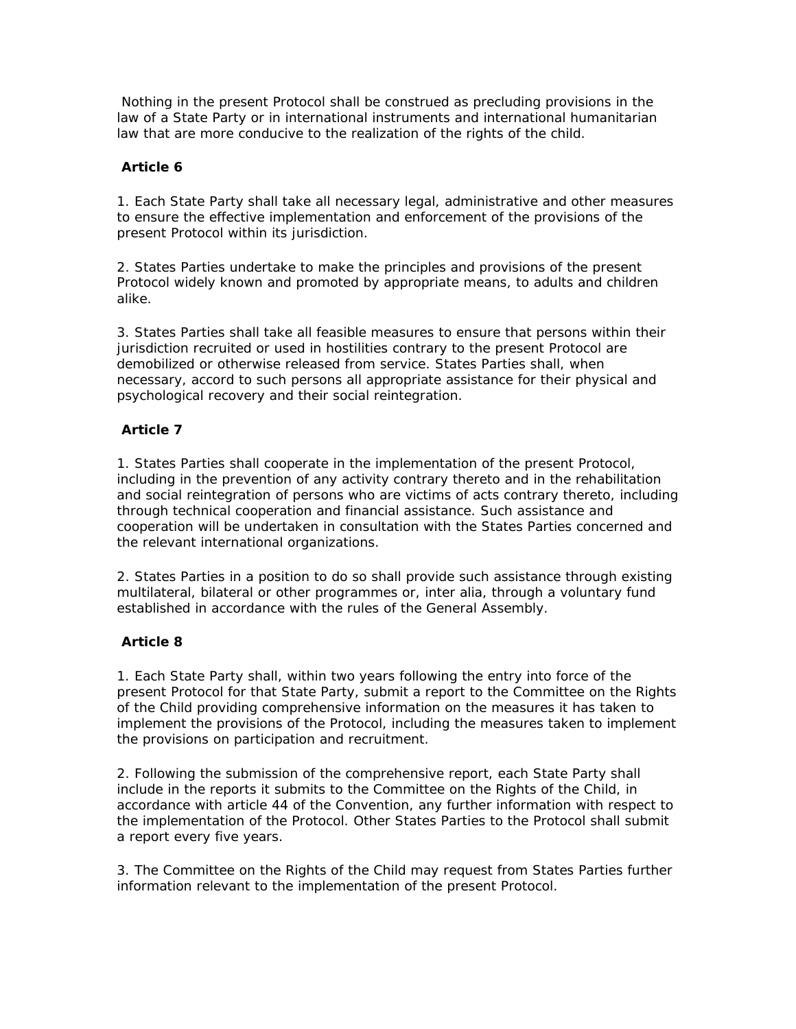Nothing in the present Protocol shall be construed as precluding provisions in the law of a State Party or in international instruments and international humanitarian law that are more conducive to the realization of the rights of the child.

**Article 6**

1. Each State Party shall take all necessary legal, administrative and other measures to ensure the effective implementation and enforcement of the provisions of the present Protocol within its jurisdiction.

2. States Parties undertake to make the principles and provisions of the present Protocol widely known and promoted by appropriate means, to adults and children alike.

3. States Parties shall take all feasible measures to ensure that persons within their jurisdiction recruited or used in hostilities contrary to the present Protocol are demobilized or otherwise released from service. States Parties shall, when necessary, accord to such persons all appropriate assistance for their physical and psychological recovery and their social reintegration.

**Article 7**

1. States Parties shall cooperate in the implementation of the present Protocol, including in the prevention of any activity contrary thereto and in the rehabilitation and social reintegration of persons who are victims of acts contrary thereto, including through technical cooperation and financial assistance. Such assistance and cooperation will be undertaken in consultation with the States Parties concerned and the relevant international organizations.

2. States Parties in a position to do so shall provide such assistance through existing multilateral, bilateral or other programmes or, inter alia, through a voluntary fund established in accordance with the rules of the General Assembly.

**Article 8**

1. Each State Party shall, within two years following the entry into force of the present Protocol for that State Party, submit a report to the Committee on the Rights of the Child providing comprehensive information on the measures it has taken to implement the provisions of the Protocol, including the measures taken to implement the provisions on participation and recruitment.

2. Following the submission of the comprehensive report, each State Party shall include in the reports it submits to the Committee on the Rights of the Child, in accordance with article 44 of the Convention, any further information with respect to the implementation of the Protocol. Other States Parties to the Protocol shall submit a report every five years.

3. The Committee on the Rights of the Child may request from States Parties further information relevant to the implementation of the present Protocol.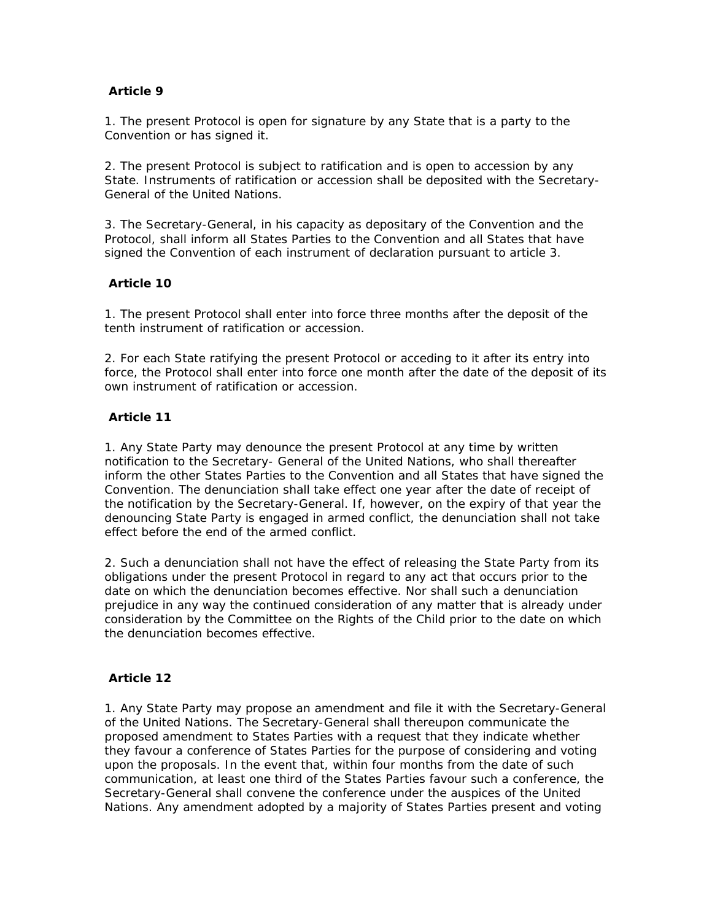**Article 9**

1. The present Protocol is open for signature by any State that is a party to the Convention or has signed it.

2. The present Protocol is subject to ratification and is open to accession by any State. Instruments of ratification or accession shall be deposited with the Secretary-General of the United Nations.

3. The Secretary-General, in his capacity as depositary of the Convention and the Protocol, shall inform all States Parties to the Convention and all States that have signed the Convention of each instrument of declaration pursuant to article 3.

**Article 10**

1. The present Protocol shall enter into force three months after the deposit of the tenth instrument of ratification or accession.

2. For each State ratifying the present Protocol or acceding to it after its entry into force, the Protocol shall enter into force one month after the date of the deposit of its own instrument of ratification or accession.

**Article 11**

1. Any State Party may denounce the present Protocol at any time by written notification to the Secretary- General of the United Nations, who shall thereafter inform the other States Parties to the Convention and all States that have signed the Convention. The denunciation shall take effect one year after the date of receipt of the notification by the Secretary-General. If, however, on the expiry of that year the denouncing State Party is engaged in armed conflict, the denunciation shall not take effect before the end of the armed conflict.

2. Such a denunciation shall not have the effect of releasing the State Party from its obligations under the present Protocol in regard to any act that occurs prior to the date on which the denunciation becomes effective. Nor shall such a denunciation prejudice in any way the continued consideration of any matter that is already under consideration by the Committee on the Rights of the Child prior to the date on which the denunciation becomes effective.

**Article 12**

1. Any State Party may propose an amendment and file it with the Secretary-General of the United Nations. The Secretary-General shall thereupon communicate the proposed amendment to States Parties with a request that they indicate whether they favour a conference of States Parties for the purpose of considering and voting upon the proposals. In the event that, within four months from the date of such communication, at least one third of the States Parties favour such a conference, the Secretary-General shall convene the conference under the auspices of the United Nations. Any amendment adopted by a majority of States Parties present and voting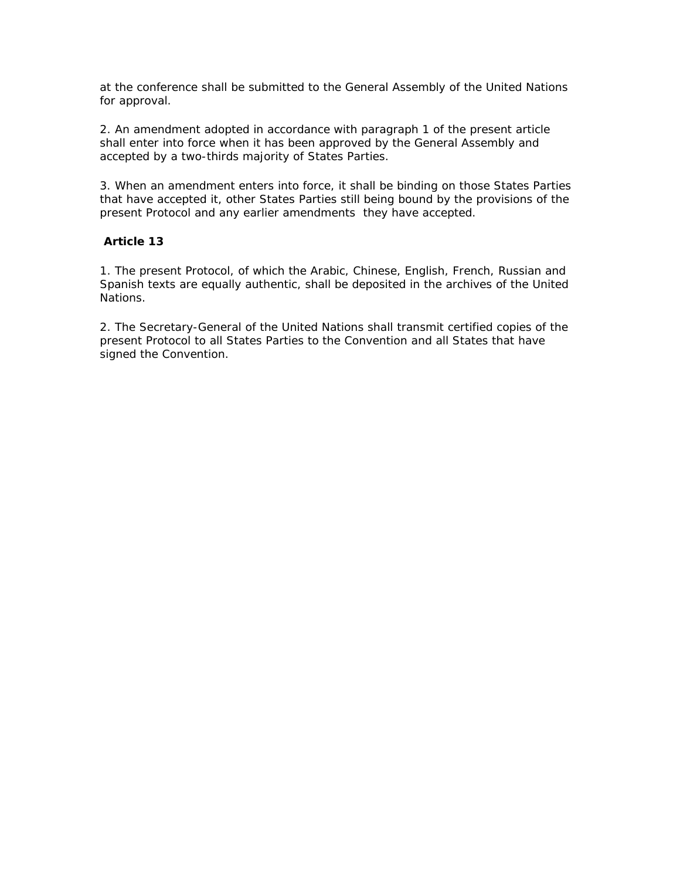at the conference shall be submitted to the General Assembly of the United Nations for approval.

2. An amendment adopted in accordance with paragraph 1 of the present article shall enter into force when it has been approved by the General Assembly and accepted by a two-thirds majority of States Parties.

3. When an amendment enters into force, it shall be binding on those States Parties that have accepted it, other States Parties still being bound by the provisions of the present Protocol and any earlier amendments they have accepted.

**Article 13**

1. The present Protocol, of which the Arabic, Chinese, English, French, Russian and Spanish texts are equally authentic, shall be deposited in the archives of the United Nations.

2. The Secretary-General of the United Nations shall transmit certified copies of the present Protocol to all States Parties to the Convention and all States that have signed the Convention.